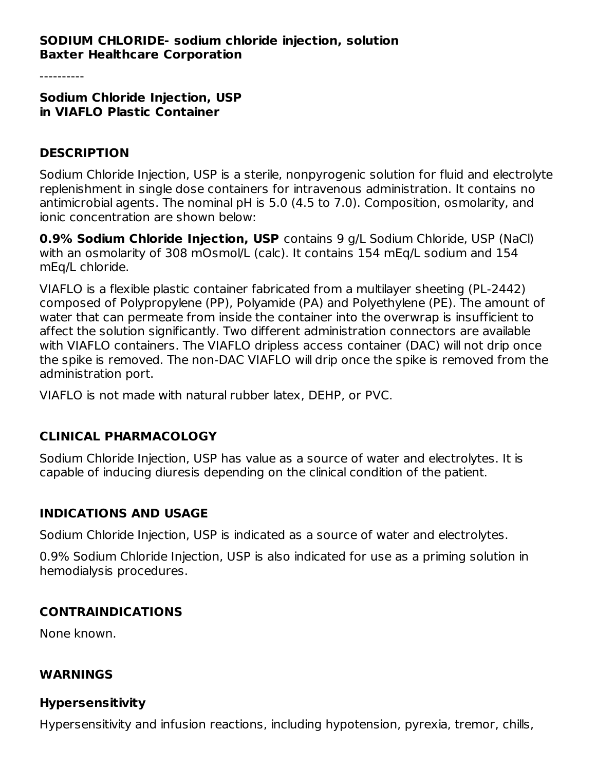**SODIUM CHLORIDE- sodium chloride injection, solution**
**Baxter Healthcare Corporation**

----------

**Sodium Chloride Injection, USP**
**in VIAFLO Plastic Container**

## DESCRIPTION

Sodium Chloride Injection, USP is a sterile, nonpyrogenic solution for fluid and electrolyte replenishment in single dose containers for intravenous administration. It contains no antimicrobial agents. The nominal pH is 5.0 (4.5 to 7.0). Composition, osmolarity, and ionic concentration are shown below:

**0.9% Sodium Chloride Injection, USP** contains 9 g/L Sodium Chloride, USP (NaCl) with an osmolarity of 308 mOsmol/L (calc). It contains 154 mEq/L sodium and 154 mEq/L chloride.

VIAFLO is a flexible plastic container fabricated from a multilayer sheeting (PL-2442) composed of Polypropylene (PP), Polyamide (PA) and Polyethylene (PE). The amount of water that can permeate from inside the container into the overwrap is insufficient to affect the solution significantly. Two different administration connectors are available with VIAFLO containers. The VIAFLO dripless access container (DAC) will not drip once the spike is removed. The non-DAC VIAFLO will drip once the spike is removed from the administration port.

VIAFLO is not made with natural rubber latex, DEHP, or PVC.

## CLINICAL PHARMACOLOGY

Sodium Chloride Injection, USP has value as a source of water and electrolytes. It is capable of inducing diuresis depending on the clinical condition of the patient.

## INDICATIONS AND USAGE

Sodium Chloride Injection, USP is indicated as a source of water and electrolytes.

0.9% Sodium Chloride Injection, USP is also indicated for use as a priming solution in hemodialysis procedures.

## CONTRAINDICATIONS

None known.

## WARNINGS

### Hypersensitivity

Hypersensitivity and infusion reactions, including hypotension, pyrexia, tremor, chills,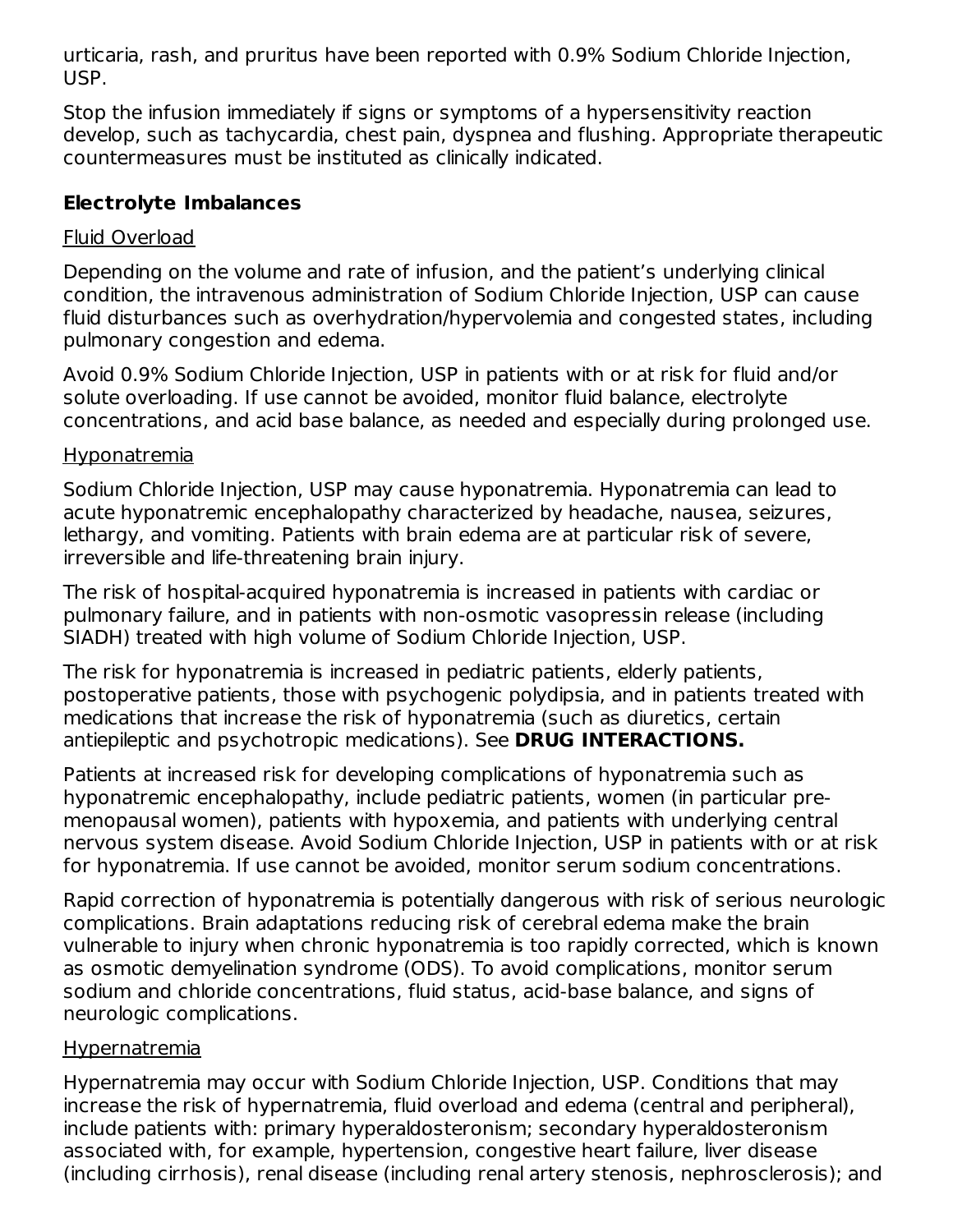urticaria, rash, and pruritus have been reported with 0.9% Sodium Chloride Injection, USP.

Stop the infusion immediately if signs or symptoms of a hypersensitivity reaction develop, such as tachycardia, chest pain, dyspnea and flushing. Appropriate therapeutic countermeasures must be instituted as clinically indicated.

### Electrolyte Imbalances

Fluid Overload

Depending on the volume and rate of infusion, and the patient's underlying clinical condition, the intravenous administration of Sodium Chloride Injection, USP can cause fluid disturbances such as overhydration/hypervolemia and congested states, including pulmonary congestion and edema.

Avoid 0.9% Sodium Chloride Injection, USP in patients with or at risk for fluid and/or solute overloading. If use cannot be avoided, monitor fluid balance, electrolyte concentrations, and acid base balance, as needed and especially during prolonged use.

Hyponatremia

Sodium Chloride Injection, USP may cause hyponatremia. Hyponatremia can lead to acute hyponatremic encephalopathy characterized by headache, nausea, seizures, lethargy, and vomiting. Patients with brain edema are at particular risk of severe, irreversible and life-threatening brain injury.

The risk of hospital-acquired hyponatremia is increased in patients with cardiac or pulmonary failure, and in patients with non-osmotic vasopressin release (including SIADH) treated with high volume of Sodium Chloride Injection, USP.

The risk for hyponatremia is increased in pediatric patients, elderly patients, postoperative patients, those with psychogenic polydipsia, and in patients treated with medications that increase the risk of hyponatremia (such as diuretics, certain antiepileptic and psychotropic medications). See **DRUG INTERACTIONS.**

Patients at increased risk for developing complications of hyponatremia such as hyponatremic encephalopathy, include pediatric patients, women (in particular pre-menopausal women), patients with hypoxemia, and patients with underlying central nervous system disease. Avoid Sodium Chloride Injection, USP in patients with or at risk for hyponatremia. If use cannot be avoided, monitor serum sodium concentrations.

Rapid correction of hyponatremia is potentially dangerous with risk of serious neurologic complications. Brain adaptations reducing risk of cerebral edema make the brain vulnerable to injury when chronic hyponatremia is too rapidly corrected, which is known as osmotic demyelination syndrome (ODS). To avoid complications, monitor serum sodium and chloride concentrations, fluid status, acid-base balance, and signs of neurologic complications.

Hypernatremia

Hypernatremia may occur with Sodium Chloride Injection, USP. Conditions that may increase the risk of hypernatremia, fluid overload and edema (central and peripheral), include patients with: primary hyperaldosteronism; secondary hyperaldosteronism associated with, for example, hypertension, congestive heart failure, liver disease (including cirrhosis), renal disease (including renal artery stenosis, nephrosclerosis); and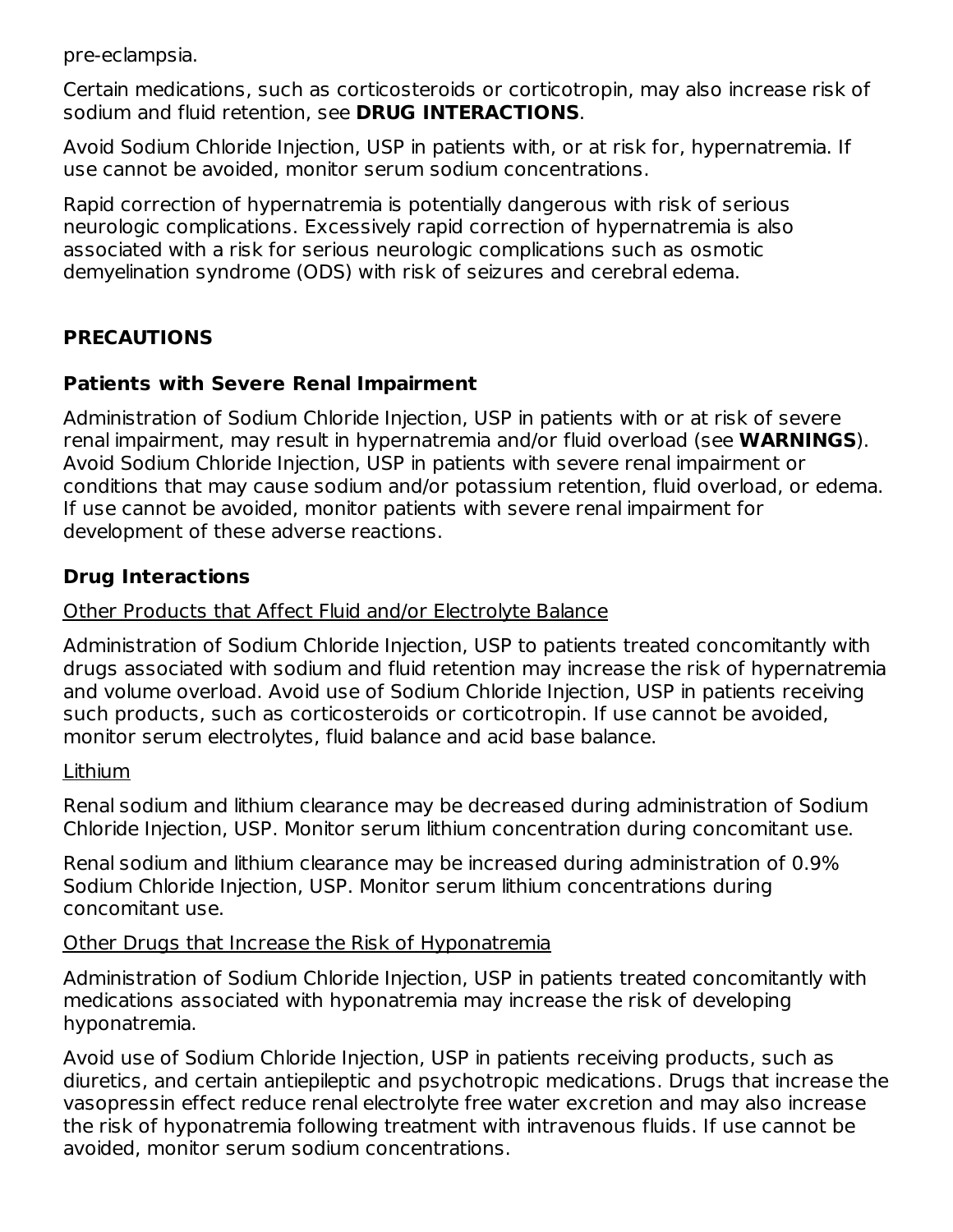pre-eclampsia.

Certain medications, such as corticosteroids or corticotropin, may also increase risk of sodium and fluid retention, see **DRUG INTERACTIONS**.

Avoid Sodium Chloride Injection, USP in patients with, or at risk for, hypernatremia. If use cannot be avoided, monitor serum sodium concentrations.

Rapid correction of hypernatremia is potentially dangerous with risk of serious neurologic complications. Excessively rapid correction of hypernatremia is also associated with a risk for serious neurologic complications such as osmotic demyelination syndrome (ODS) with risk of seizures and cerebral edema.

## PRECAUTIONS

### Patients with Severe Renal Impairment

Administration of Sodium Chloride Injection, USP in patients with or at risk of severe renal impairment, may result in hypernatremia and/or fluid overload (see **WARNINGS**). Avoid Sodium Chloride Injection, USP in patients with severe renal impairment or conditions that may cause sodium and/or potassium retention, fluid overload, or edema. If use cannot be avoided, monitor patients with severe renal impairment for development of these adverse reactions.

### Drug Interactions

Other Products that Affect Fluid and/or Electrolyte Balance

Administration of Sodium Chloride Injection, USP to patients treated concomitantly with drugs associated with sodium and fluid retention may increase the risk of hypernatremia and volume overload. Avoid use of Sodium Chloride Injection, USP in patients receiving such products, such as corticosteroids or corticotropin. If use cannot be avoided, monitor serum electrolytes, fluid balance and acid base balance.

Lithium

Renal sodium and lithium clearance may be decreased during administration of Sodium Chloride Injection, USP. Monitor serum lithium concentration during concomitant use.

Renal sodium and lithium clearance may be increased during administration of 0.9% Sodium Chloride Injection, USP. Monitor serum lithium concentrations during concomitant use.

Other Drugs that Increase the Risk of Hyponatremia

Administration of Sodium Chloride Injection, USP in patients treated concomitantly with medications associated with hyponatremia may increase the risk of developing hyponatremia.

Avoid use of Sodium Chloride Injection, USP in patients receiving products, such as diuretics, and certain antiepileptic and psychotropic medications. Drugs that increase the vasopressin effect reduce renal electrolyte free water excretion and may also increase the risk of hyponatremia following treatment with intravenous fluids. If use cannot be avoided, monitor serum sodium concentrations.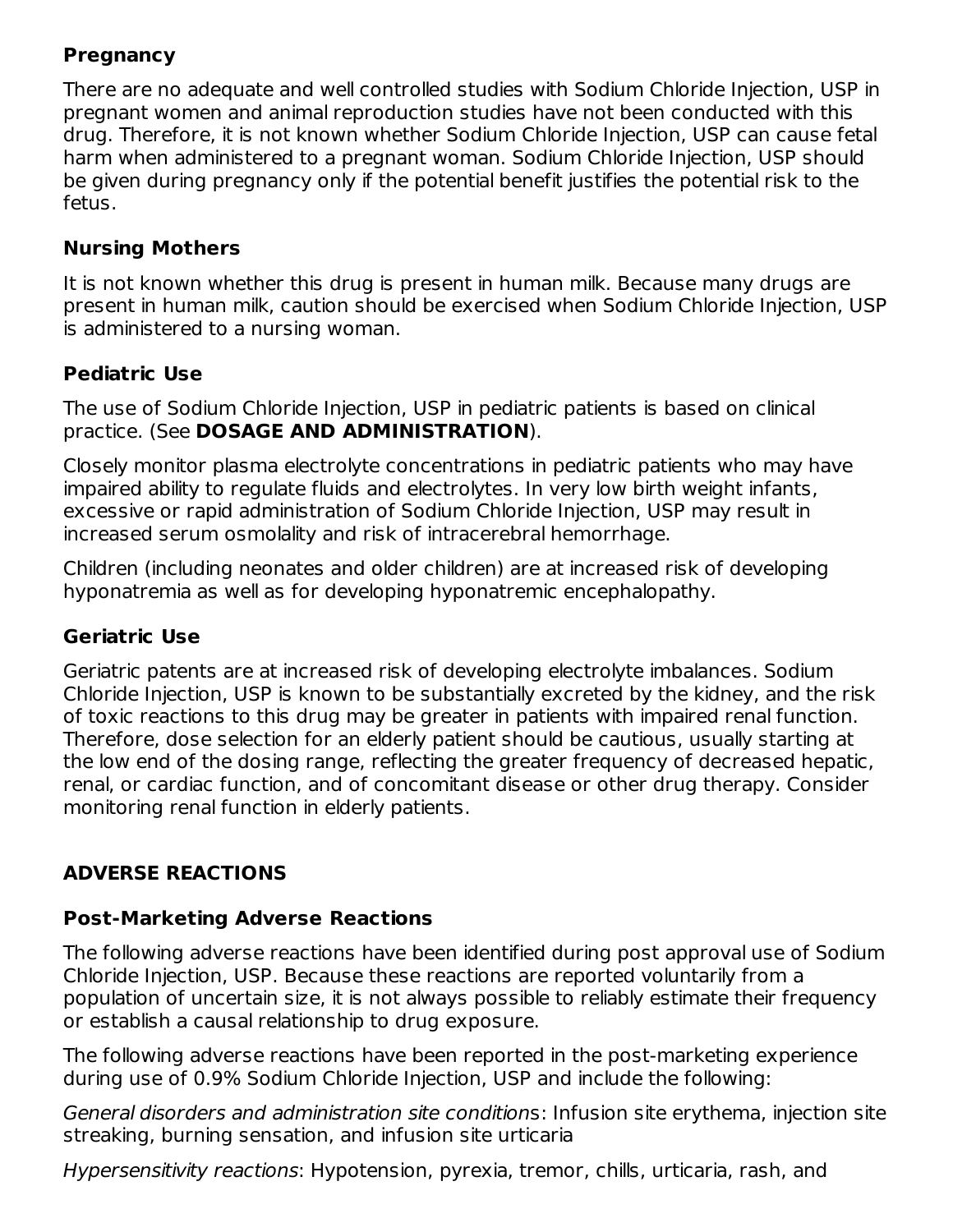### Pregnancy

There are no adequate and well controlled studies with Sodium Chloride Injection, USP in pregnant women and animal reproduction studies have not been conducted with this drug. Therefore, it is not known whether Sodium Chloride Injection, USP can cause fetal harm when administered to a pregnant woman. Sodium Chloride Injection, USP should be given during pregnancy only if the potential benefit justifies the potential risk to the fetus.

### Nursing Mothers

It is not known whether this drug is present in human milk. Because many drugs are present in human milk, caution should be exercised when Sodium Chloride Injection, USP is administered to a nursing woman.

### Pediatric Use

The use of Sodium Chloride Injection, USP in pediatric patients is based on clinical practice. (See **DOSAGE AND ADMINISTRATION**).

Closely monitor plasma electrolyte concentrations in pediatric patients who may have impaired ability to regulate fluids and electrolytes. In very low birth weight infants, excessive or rapid administration of Sodium Chloride Injection, USP may result in increased serum osmolality and risk of intracerebral hemorrhage.

Children (including neonates and older children) are at increased risk of developing hyponatremia as well as for developing hyponatremic encephalopathy.

### Geriatric Use

Geriatric patents are at increased risk of developing electrolyte imbalances. Sodium Chloride Injection, USP is known to be substantially excreted by the kidney, and the risk of toxic reactions to this drug may be greater in patients with impaired renal function. Therefore, dose selection for an elderly patient should be cautious, usually starting at the low end of the dosing range, reflecting the greater frequency of decreased hepatic, renal, or cardiac function, and of concomitant disease or other drug therapy. Consider monitoring renal function in elderly patients.

## ADVERSE REACTIONS

### Post-Marketing Adverse Reactions

The following adverse reactions have been identified during post approval use of Sodium Chloride Injection, USP. Because these reactions are reported voluntarily from a population of uncertain size, it is not always possible to reliably estimate their frequency or establish a causal relationship to drug exposure.

The following adverse reactions have been reported in the post-marketing experience during use of 0.9% Sodium Chloride Injection, USP and include the following:

*General disorders and administration site conditions*: Infusion site erythema, injection site streaking, burning sensation, and infusion site urticaria

*Hypersensitivity reactions*: Hypotension, pyrexia, tremor, chills, urticaria, rash, and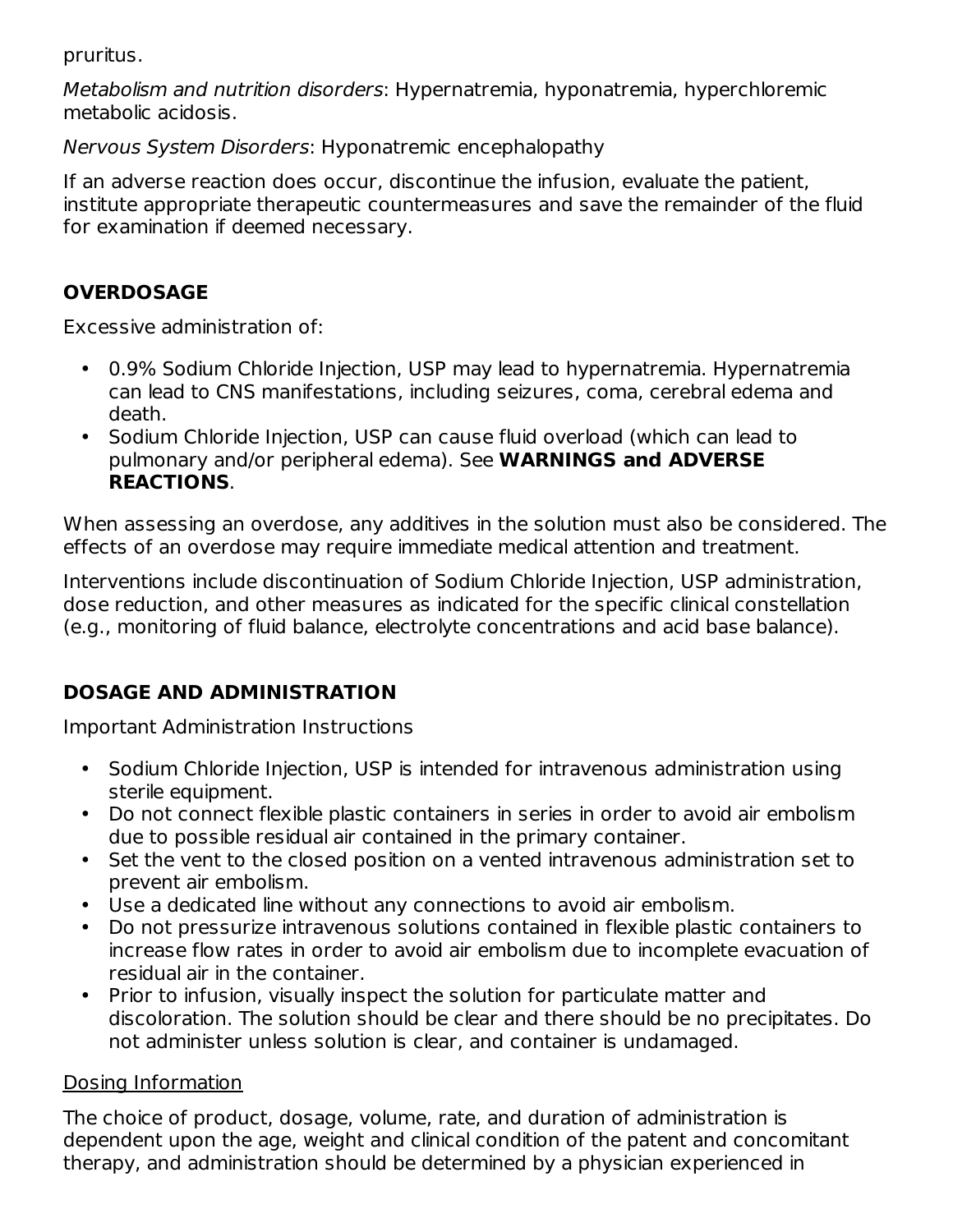pruritus.

*Metabolism and nutrition disorders*: Hypernatremia, hyponatremia, hyperchloremic metabolic acidosis.

*Nervous System Disorders*: Hyponatremic encephalopathy

If an adverse reaction does occur, discontinue the infusion, evaluate the patient, institute appropriate therapeutic countermeasures and save the remainder of the fluid for examination if deemed necessary.

## OVERDOSAGE

Excessive administration of:

- 0.9% Sodium Chloride Injection, USP may lead to hypernatremia. Hypernatremia can lead to CNS manifestations, including seizures, coma, cerebral edema and death.
- Sodium Chloride Injection, USP can cause fluid overload (which can lead to pulmonary and/or peripheral edema). See **WARNINGS and ADVERSE REACTIONS**.

When assessing an overdose, any additives in the solution must also be considered. The effects of an overdose may require immediate medical attention and treatment.

Interventions include discontinuation of Sodium Chloride Injection, USP administration, dose reduction, and other measures as indicated for the specific clinical constellation (e.g., monitoring of fluid balance, electrolyte concentrations and acid base balance).

## DOSAGE AND ADMINISTRATION

Important Administration Instructions

- Sodium Chloride Injection, USP is intended for intravenous administration using sterile equipment.
- Do not connect flexible plastic containers in series in order to avoid air embolism due to possible residual air contained in the primary container.
- Set the vent to the closed position on a vented intravenous administration set to prevent air embolism.
- Use a dedicated line without any connections to avoid air embolism.
- Do not pressurize intravenous solutions contained in flexible plastic containers to increase flow rates in order to avoid air embolism due to incomplete evacuation of residual air in the container.
- Prior to infusion, visually inspect the solution for particulate matter and discoloration. The solution should be clear and there should be no precipitates. Do not administer unless solution is clear, and container is undamaged.

<u>Dosing Information</u>

The choice of product, dosage, volume, rate, and duration of administration is dependent upon the age, weight and clinical condition of the patent and concomitant therapy, and administration should be determined by a physician experienced in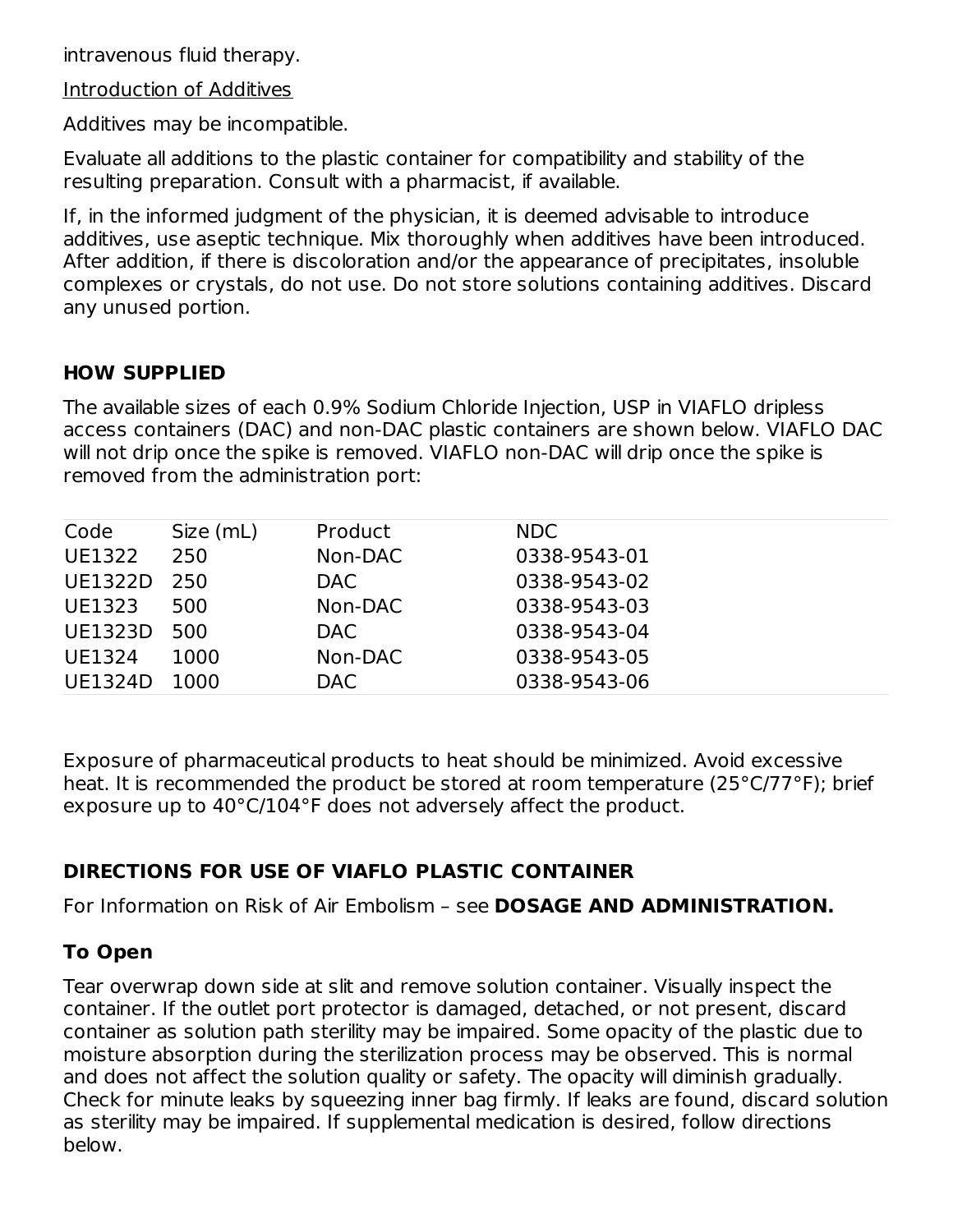intravenous fluid therapy.

Introduction of Additives

Additives may be incompatible.

Evaluate all additions to the plastic container for compatibility and stability of the resulting preparation. Consult with a pharmacist, if available.

If, in the informed judgment of the physician, it is deemed advisable to introduce additives, use aseptic technique. Mix thoroughly when additives have been introduced. After addition, if there is discoloration and/or the appearance of precipitates, insoluble complexes or crystals, do not use. Do not store solutions containing additives. Discard any unused portion.

## HOW SUPPLIED

The available sizes of each 0.9% Sodium Chloride Injection, USP in VIAFLO dripless access containers (DAC) and non-DAC plastic containers are shown below. VIAFLO DAC will not drip once the spike is removed. VIAFLO non-DAC will drip once the spike is removed from the administration port:

| Code | Size (mL) | Product | NDC |
|---|---|---|---|
| UE1322 | 250 | Non-DAC | 0338-9543-01 |
| UE1322D | 250 | DAC | 0338-9543-02 |
| UE1323 | 500 | Non-DAC | 0338-9543-03 |
| UE1323D | 500 | DAC | 0338-9543-04 |
| UE1324 | 1000 | Non-DAC | 0338-9543-05 |
| UE1324D | 1000 | DAC | 0338-9543-06 |

Exposure of pharmaceutical products to heat should be minimized. Avoid excessive heat. It is recommended the product be stored at room temperature (25°C/77°F); brief exposure up to 40°C/104°F does not adversely affect the product.

## DIRECTIONS FOR USE OF VIAFLO PLASTIC CONTAINER

For Information on Risk of Air Embolism – see **DOSAGE AND ADMINISTRATION.**

### To Open

Tear overwrap down side at slit and remove solution container. Visually inspect the container. If the outlet port protector is damaged, detached, or not present, discard container as solution path sterility may be impaired. Some opacity of the plastic due to moisture absorption during the sterilization process may be observed. This is normal and does not affect the solution quality or safety. The opacity will diminish gradually. Check for minute leaks by squeezing inner bag firmly. If leaks are found, discard solution as sterility may be impaired. If supplemental medication is desired, follow directions below.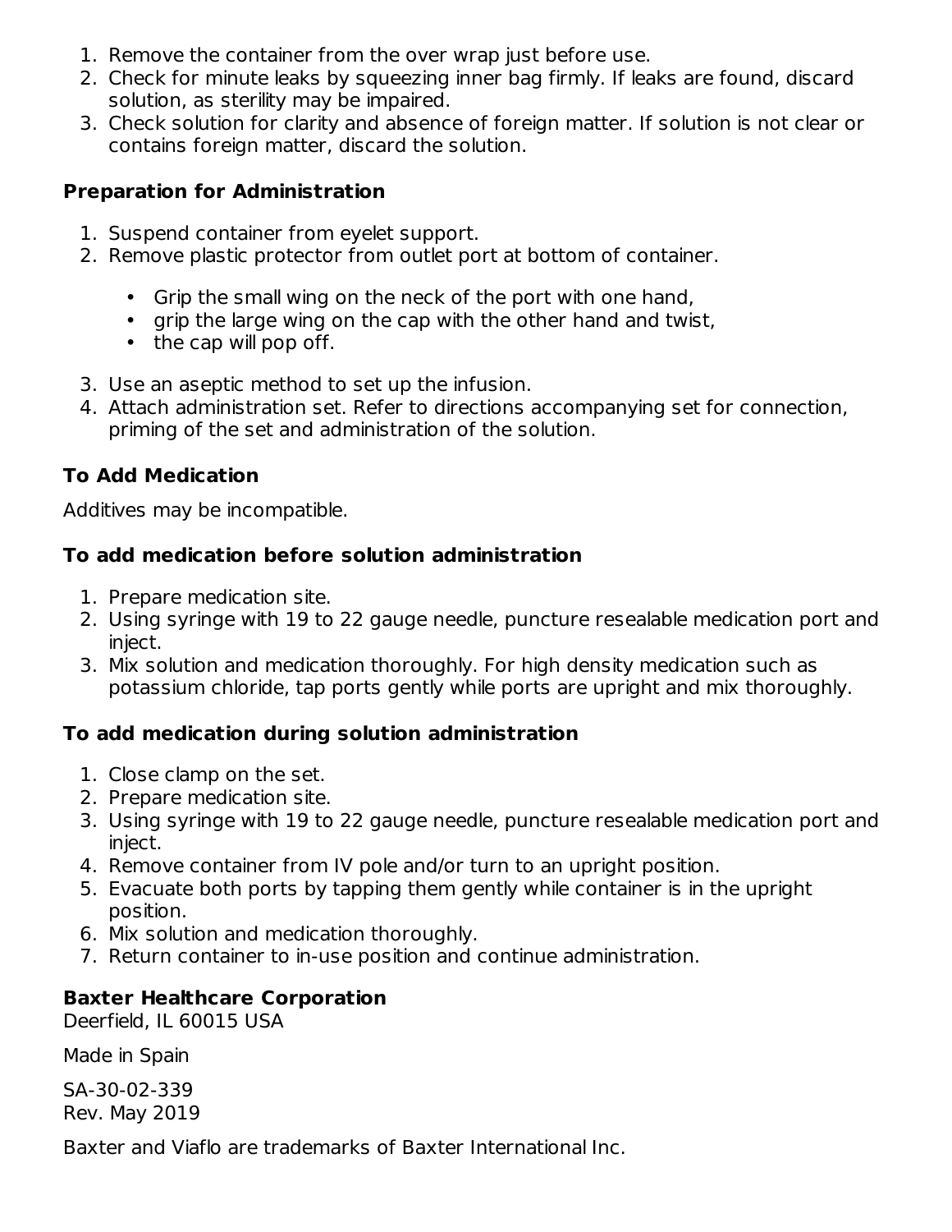1. Remove the container from the over wrap just before use.
2. Check for minute leaks by squeezing inner bag firmly. If leaks are found, discard solution, as sterility may be impaired.
3. Check solution for clarity and absence of foreign matter. If solution is not clear or contains foreign matter, discard the solution.

**Preparation for Administration**

1. Suspend container from eyelet support.
2. Remove plastic protector from outlet port at bottom of container.
    - Grip the small wing on the neck of the port with one hand,
    - grip the large wing on the cap with the other hand and twist,
    - the cap will pop off.
3. Use an aseptic method to set up the infusion.
4. Attach administration set. Refer to directions accompanying set for connection, priming of the set and administration of the solution.

**To Add Medication**

Additives may be incompatible.

**To add medication before solution administration**

1. Prepare medication site.
2. Using syringe with 19 to 22 gauge needle, puncture resealable medication port and inject.
3. Mix solution and medication thoroughly. For high density medication such as potassium chloride, tap ports gently while ports are upright and mix thoroughly.

**To add medication during solution administration**

1. Close clamp on the set.
2. Prepare medication site.
3. Using syringe with 19 to 22 gauge needle, puncture resealable medication port and inject.
4. Remove container from IV pole and/or turn to an upright position.
5. Evacuate both ports by tapping them gently while container is in the upright position.
6. Mix solution and medication thoroughly.
7. Return container to in-use position and continue administration.

**Baxter Healthcare Corporation**
Deerfield, IL 60015 USA

Made in Spain

SA-30-02-339
Rev. May 2019

Baxter and Viaflo are trademarks of Baxter International Inc.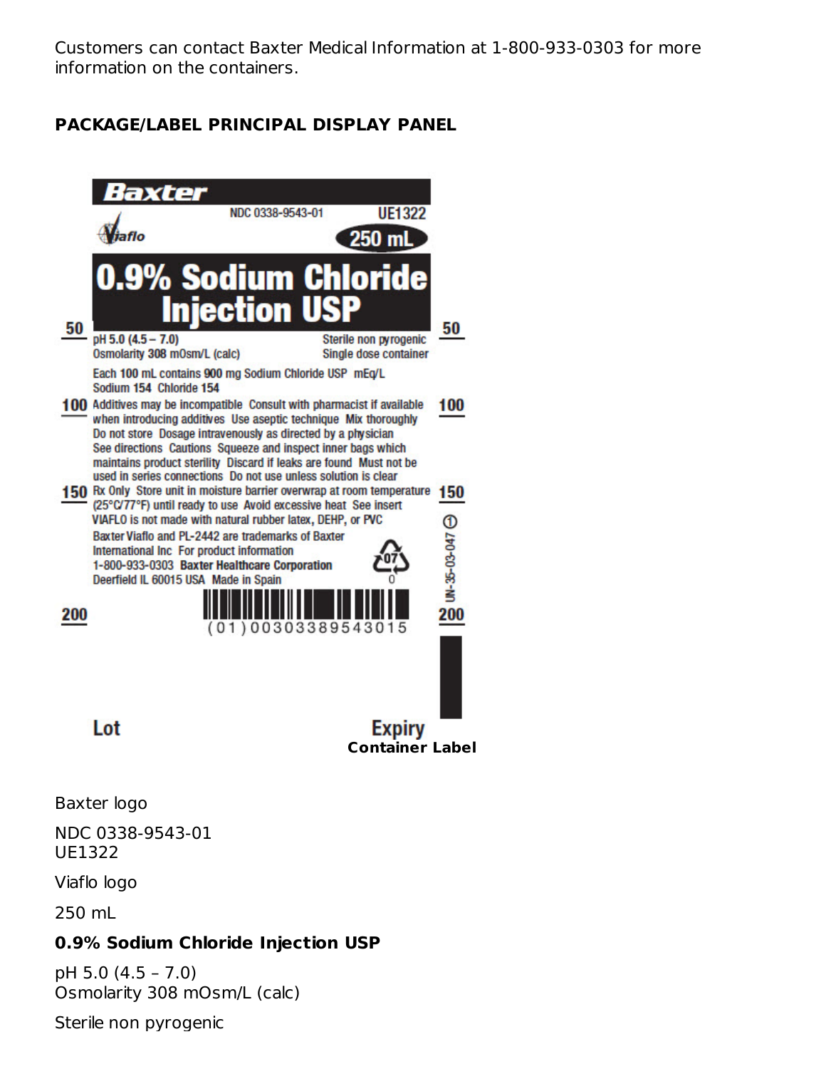Customers can contact Baxter Medical Information at 1-800-933-0303 for more information on the containers.

**PACKAGE/LABEL PRINCIPAL DISPLAY PANEL**

Baxter

NDC 0338-9543-01 UE1322

Viaflo

250 mL

**0.9% Sodium Chloride Injection USP**

pH 5.0 (4.5 – 7.0)
Osmolarity 308 mOsm/L (calc)

Sterile non pyrogenic
Single dose container

Each 100 mL contains 900 mg Sodium Chloride USP mEq/L
Sodium 154 Chloride 154

Additives may be incompatible Consult with pharmacist if available when introducing additives Use aseptic technique Mix thoroughly Do not store Dosage intravenously as directed by a physician See directions Cautions Squeeze and inspect inner bags which maintains product sterility Discard if leaks are found Must not be used in series connections Do not use unless solution is clear Rx Only Store unit in moisture barrier overwrap at room temperature (25°C/77°F) until ready to use Avoid excessive heat See insert VIAFLO is not made with natural rubber latex, DEHP, or PVC

Baxter Viaflo and PL-2442 are trademarks of Baxter International Inc For product information 1-800-933-0303 Baxter Healthcare Corporation Deerfield IL 60015 USA Made in Spain

07 O

(01)00303389543015

UN-35-03-047

Lot

Expiry

**Container Label**

Baxter logo

NDC 0338-9543-01
UE1322

Viaflo logo

250 mL

**0.9% Sodium Chloride Injection USP**

pH 5.0 (4.5 – 7.0)
Osmolarity 308 mOsm/L (calc)

Sterile non pyrogenic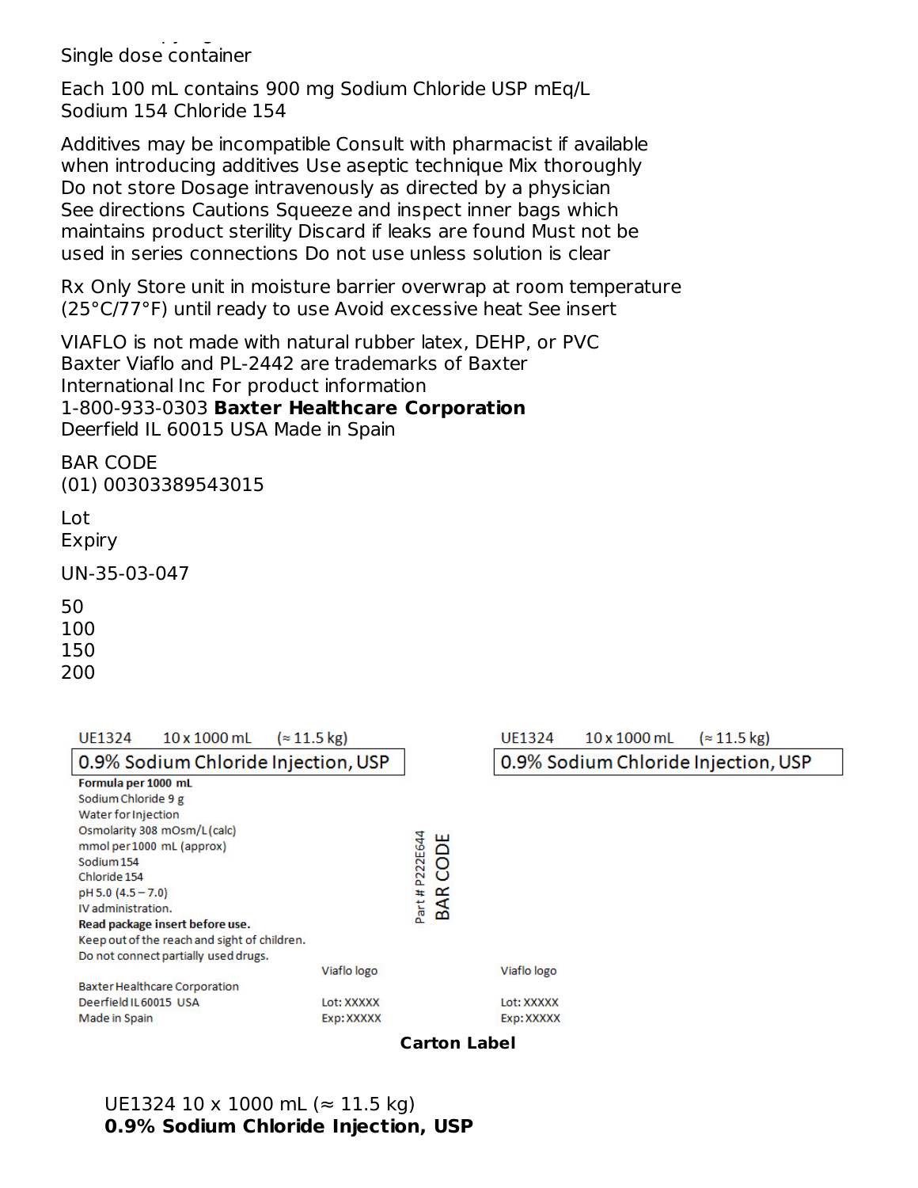Single dose container

Each 100 mL contains 900 mg Sodium Chloride USP mEq/L
Sodium 154 Chloride 154

Additives may be incompatible Consult with pharmacist if available when introducing additives Use aseptic technique Mix thoroughly Do not store Dosage intravenously as directed by a physician See directions Cautions Squeeze and inspect inner bags which maintains product sterility Discard if leaks are found Must not be used in series connections Do not use unless solution is clear

Rx Only Store unit in moisture barrier overwrap at room temperature (25°C/77°F) until ready to use Avoid excessive heat See insert

VIAFLO is not made with natural rubber latex, DEHP, or PVC
Baxter Viaflo and PL-2442 are trademarks of Baxter International Inc For product information
1-800-933-0303 **Baxter Healthcare Corporation**
Deerfield IL 60015 USA Made in Spain

BAR CODE
(01) 00303389543015

Lot
Expiry

UN-35-03-047

50
100
150
200

UE1324 10 x 1000 mL (≈ 11.5 kg)

0.9% Sodium Chloride Injection, USP

**Formula per 1000 mL**
Sodium Chloride 9 g
Water for Injection
Osmolarity 308 mOsm/L (calc)
mmol per 1000 mL (approx)
Sodium 154
Chloride 154
pH 5.0 (4.5 – 7.0)
IV administration.
**Read package insert before use.**
Keep out of the reach and sight of children.
Do not connect partially used drugs.

Viaflo logo

Baxter Healthcare Corporation
Deerfield IL 60015 USA
Made in Spain

Lot: XXXXX
Exp: XXXXX

Part # P222E644

BAR CODE

UE1324 10 x 1000 mL (≈ 11.5 kg)

0.9% Sodium Chloride Injection, USP

Viaflo logo

Lot: XXXXX
Exp: XXXXX

**Carton Label**

UE1324 10 x 1000 mL (≈ 11.5 kg)
**0.9% Sodium Chloride Injection, USP**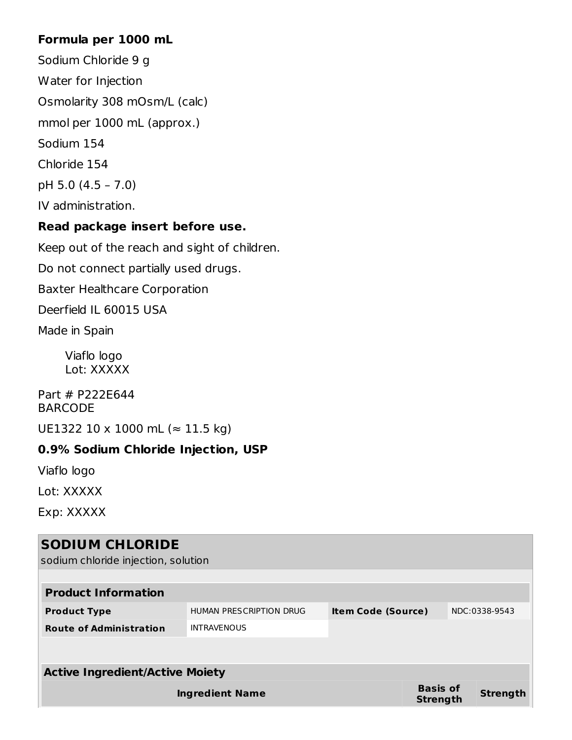**Formula per 1000 mL**

Sodium Chloride 9 g

Water for Injection

Osmolarity 308 mOsm/L (calc)

mmol per 1000 mL (approx.)

Sodium 154

Chloride 154

pH 5.0 (4.5 – 7.0)

IV administration.

**Read package insert before use.**

Keep out of the reach and sight of children.

Do not connect partially used drugs.

Baxter Healthcare Corporation

Deerfield IL 60015 USA

Made in Spain

Viaflo logo
Lot: XXXXX

Part # P222E644
BARCODE

UE1322 10 x 1000 mL (≈ 11.5 kg)

**0.9% Sodium Chloride Injection, USP**

Viaflo logo

Lot: XXXXX

Exp: XXXXX

## SODIUM CHLORIDE

sodium chloride injection, solution

| Product Information | | | |
|---|---|---|---|
| **Product Type** | HUMAN PRESCRIPTION DRUG | **Item Code (Source)** | NDC:0338-9543 |
| **Route of Administration** | INTRAVENOUS | | |

| Active Ingredient/Active Moiety | | |
|---|---|---|
| **Ingredient Name** | **Basis of Strength** | **Strength** |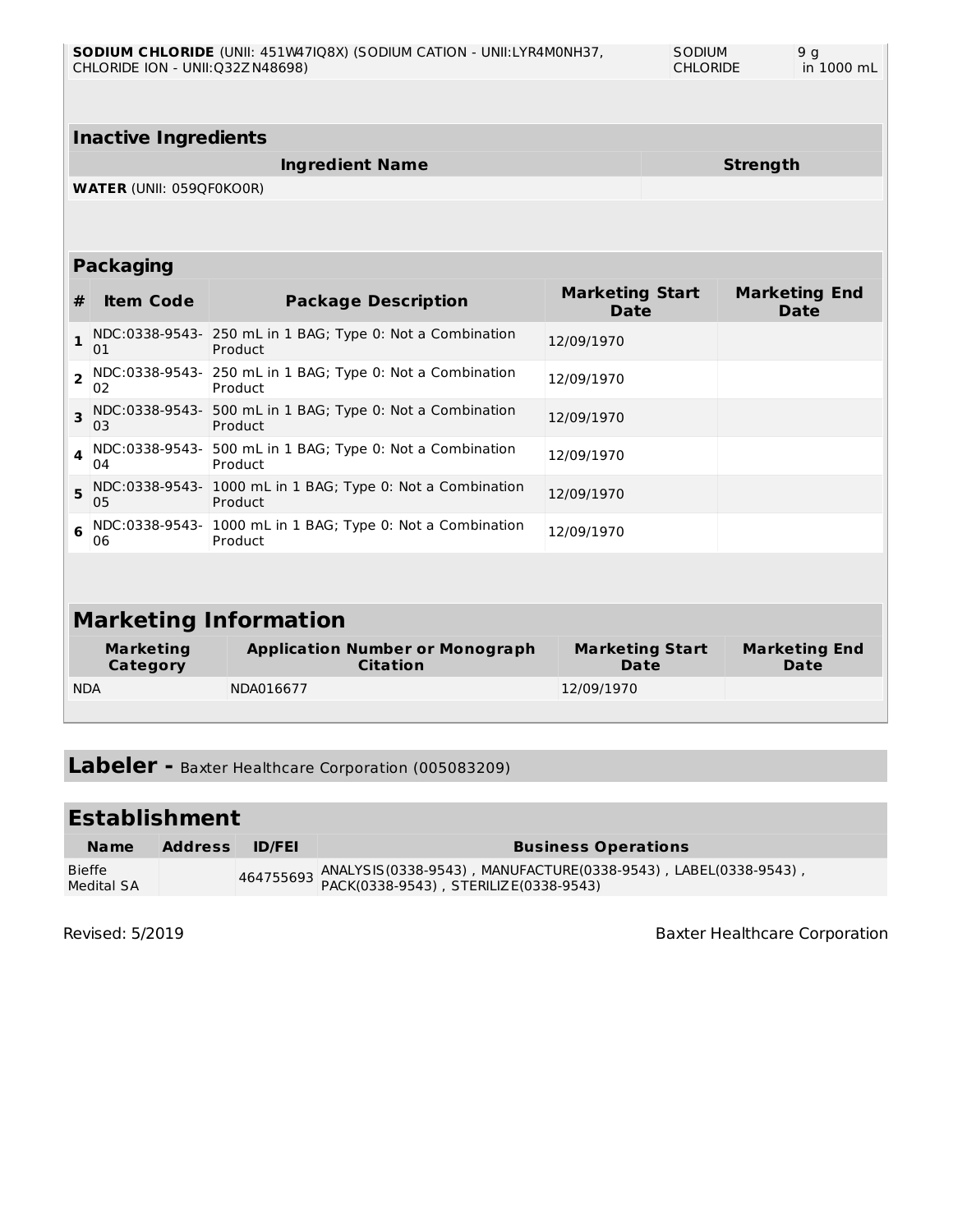| | | |
|---|---|---|
| **SODIUM CHLORIDE** (UNII: 451W47IQ8X) (SODIUM CATION - UNII:LYR4M0NH37, CHLORIDE ION - UNII:Q32ZN48698) | SODIUM CHLORIDE | 9 g in 1000 mL |

## Inactive Ingredients

| Ingredient Name | Strength |
|---|---|
| **WATER** (UNII: 059QF0KO0R) | |

## Packaging

| # | Item Code | Package Description | Marketing Start Date | Marketing End Date |
|---|---|---|---|---|
| 1 | NDC:0338-9543-01 | 250 mL in 1 BAG; Type 0: Not a Combination Product | 12/09/1970 | |
| 2 | NDC:0338-9543-02 | 250 mL in 1 BAG; Type 0: Not a Combination Product | 12/09/1970 | |
| 3 | NDC:0338-9543-03 | 500 mL in 1 BAG; Type 0: Not a Combination Product | 12/09/1970 | |
| 4 | NDC:0338-9543-04 | 500 mL in 1 BAG; Type 0: Not a Combination Product | 12/09/1970 | |
| 5 | NDC:0338-9543-05 | 1000 mL in 1 BAG; Type 0: Not a Combination Product | 12/09/1970 | |
| 6 | NDC:0338-9543-06 | 1000 mL in 1 BAG; Type 0: Not a Combination Product | 12/09/1970 | |

## Marketing Information

| Marketing Category | Application Number or Monograph Citation | Marketing Start Date | Marketing End Date |
|---|---|---|---|
| NDA | NDA016677 | 12/09/1970 | |

## Labeler - Baxter Healthcare Corporation (005083209)

## Establishment

| Name | Address | ID/FEI | Business Operations |
|---|---|---|---|
| Bieffe Medital SA | | 464755693 | ANALYSIS(0338-9543) , MANUFACTURE(0338-9543) , LABEL(0338-9543) , PACK(0338-9543) , STERILIZE(0338-9543) |

Revised: 5/2019

Baxter Healthcare Corporation